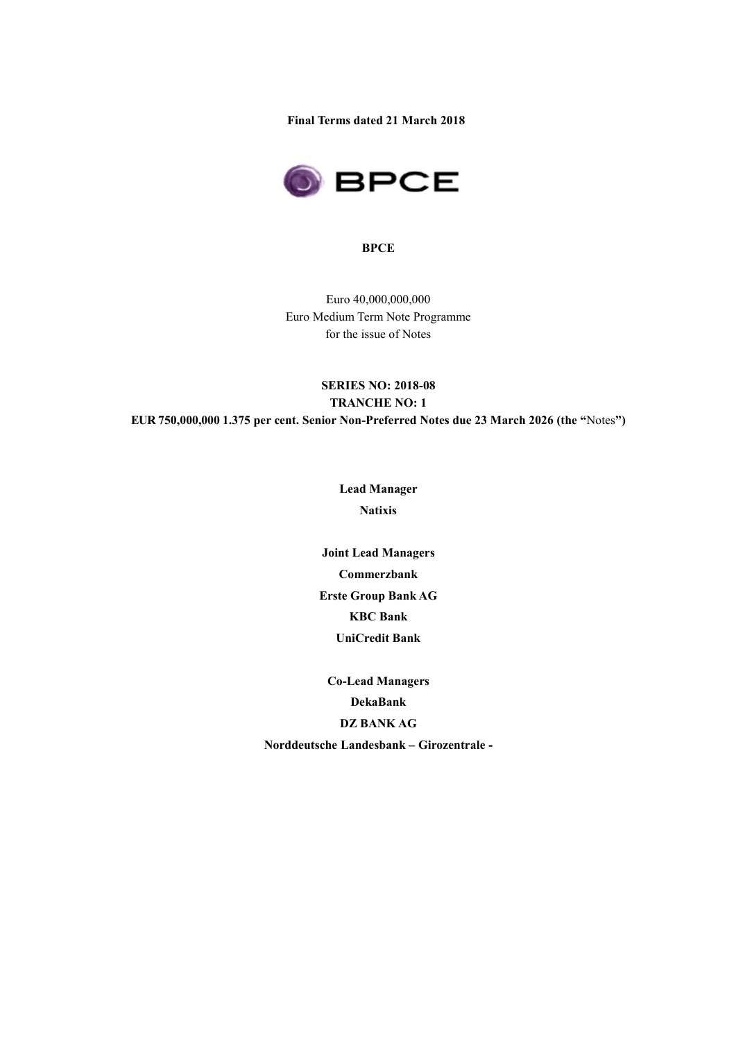**Final Terms dated 21 March 2018**

**BPCE**

Euro 40,000,000,000
Euro Medium Term Note Programme
for the issue of Notes

**SERIES NO: 2018-08**
**TRANCHE NO: 1**
**EUR 750,000,000 1.375 per cent. Senior Non-Preferred Notes due 23 March 2026 (the "**Notes**")**

**Lead Manager**
**Natixis**

**Joint Lead Managers**
**Commerzbank**
**Erste Group Bank AG**
**KBC Bank**
**UniCredit Bank**

**Co-Lead Managers**
**DekaBank**
**DZ BANK AG**
**Norddeutsche Landesbank – Girozentrale -**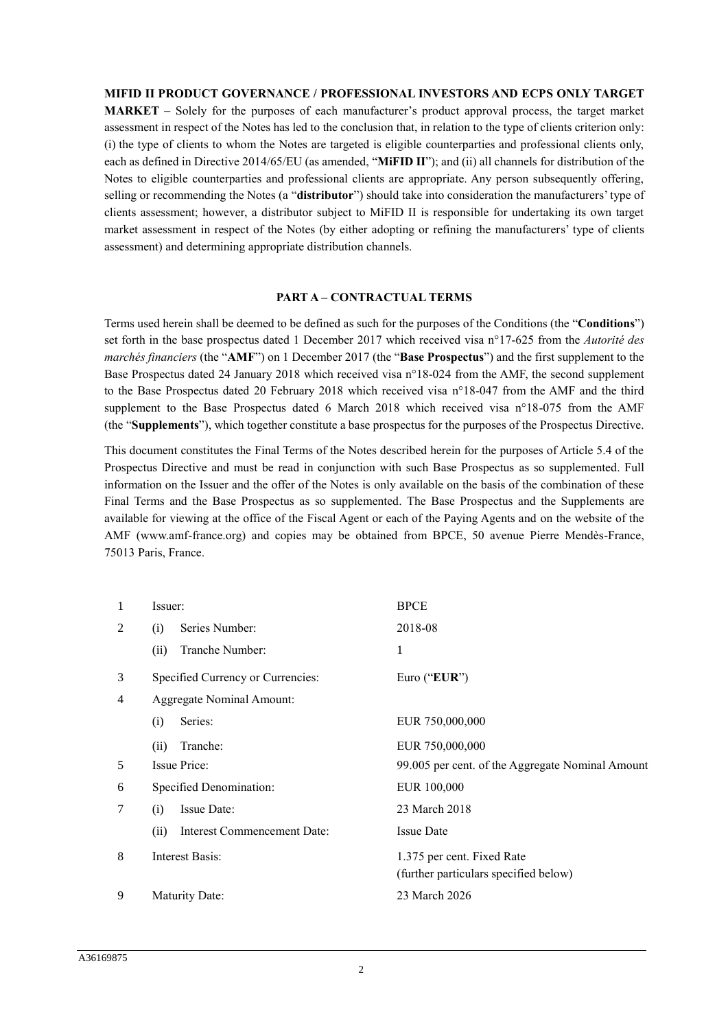**MIFID II PRODUCT GOVERNANCE / PROFESSIONAL INVESTORS AND ECPS ONLY TARGET MARKET** – Solely for the purposes of each manufacturer's product approval process, the target market assessment in respect of the Notes has led to the conclusion that, in relation to the type of clients criterion only: (i) the type of clients to whom the Notes are targeted is eligible counterparties and professional clients only, each as defined in Directive 2014/65/EU (as amended, "**MiFID II**"); and (ii) all channels for distribution of the Notes to eligible counterparties and professional clients are appropriate. Any person subsequently offering, selling or recommending the Notes (a "**distributor**") should take into consideration the manufacturers' type of clients assessment; however, a distributor subject to MiFID II is responsible for undertaking its own target market assessment in respect of the Notes (by either adopting or refining the manufacturers' type of clients assessment) and determining appropriate distribution channels.

## PART A – CONTRACTUAL TERMS

Terms used herein shall be deemed to be defined as such for the purposes of the Conditions (the "**Conditions**") set forth in the base prospectus dated 1 December 2017 which received visa n°17-625 from the *Autorité des marchés financiers* (the "**AMF**") on 1 December 2017 (the "**Base Prospectus**") and the first supplement to the Base Prospectus dated 24 January 2018 which received visa n°18-024 from the AMF, the second supplement to the Base Prospectus dated 20 February 2018 which received visa n°18-047 from the AMF and the third supplement to the Base Prospectus dated 6 March 2018 which received visa n°18-075 from the AMF (the "**Supplements**"), which together constitute a base prospectus for the purposes of the Prospectus Directive.

This document constitutes the Final Terms of the Notes described herein for the purposes of Article 5.4 of the Prospectus Directive and must be read in conjunction with such Base Prospectus as so supplemented. Full information on the Issuer and the offer of the Notes is only available on the basis of the combination of these Final Terms and the Base Prospectus as so supplemented. The Base Prospectus and the Supplements are available for viewing at the office of the Fiscal Agent or each of the Paying Agents and on the website of the AMF (www.amf-france.org) and copies may be obtained from BPCE, 50 avenue Pierre Mendès-France, 75013 Paris, France.

| | | |
|---|---|---|
| 1 | Issuer: | BPCE |
| 2 | (i) Series Number: | 2018-08 |
| | (ii) Tranche Number: | 1 |
| 3 | Specified Currency or Currencies: | Euro ("**EUR**") |
| 4 | Aggregate Nominal Amount: | |
| | (i) Series: | EUR 750,000,000 |
| | (ii) Tranche: | EUR 750,000,000 |
| 5 | Issue Price: | 99.005 per cent. of the Aggregate Nominal Amount |
| 6 | Specified Denomination: | EUR 100,000 |
| 7 | (i) Issue Date: | 23 March 2018 |
| | (ii) Interest Commencement Date: | Issue Date |
| 8 | Interest Basis: | 1.375 per cent. Fixed Rate (further particulars specified below) |
| 9 | Maturity Date: | 23 March 2026 |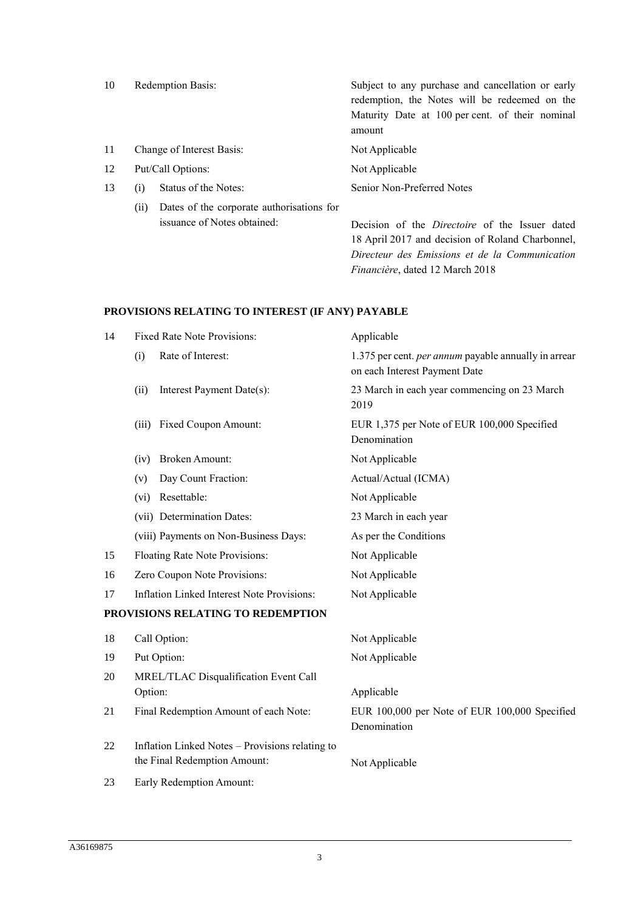| | | |
|---|---|---|
| 10 | Redemption Basis: | Subject to any purchase and cancellation or early redemption, the Notes will be redeemed on the Maturity Date at 100 per cent. of their nominal amount |
| 11 | Change of Interest Basis: | Not Applicable |
| 12 | Put/Call Options: | Not Applicable |
| 13 | (i) Status of the Notes: | Senior Non-Preferred Notes |
| | (ii) Dates of the corporate authorisations for issuance of Notes obtained: | Decision of the *Directoire* of the Issuer dated 18 April 2017 and decision of Roland Charbonnel, *Directeur des Emissions et de la Communication Financière*, dated 12 March 2018 |

**PROVISIONS RELATING TO INTEREST (IF ANY) PAYABLE**

| | | |
|---|---|---|
| 14 | Fixed Rate Note Provisions: | Applicable |
| | (i) Rate of Interest: | 1.375 per cent. *per annum* payable annually in arrear on each Interest Payment Date |
| | (ii) Interest Payment Date(s): | 23 March in each year commencing on 23 March 2019 |
| | (iii) Fixed Coupon Amount: | EUR 1,375 per Note of EUR 100,000 Specified Denomination |
| | (iv) Broken Amount: | Not Applicable |
| | (v) Day Count Fraction: | Actual/Actual (ICMA) |
| | (vi) Resettable: | Not Applicable |
| | (vii) Determination Dates: | 23 March in each year |
| | (viii) Payments on Non-Business Days: | As per the Conditions |
| 15 | Floating Rate Note Provisions: | Not Applicable |
| 16 | Zero Coupon Note Provisions: | Not Applicable |
| 17 | Inflation Linked Interest Note Provisions: | Not Applicable |

**PROVISIONS RELATING TO REDEMPTION**

| | | |
|---|---|---|
| 18 | Call Option: | Not Applicable |
| 19 | Put Option: | Not Applicable |
| 20 | MREL/TLAC Disqualification Event Call Option: | Applicable |
| 21 | Final Redemption Amount of each Note: | EUR 100,000 per Note of EUR 100,000 Specified Denomination |
| 22 | Inflation Linked Notes – Provisions relating to the Final Redemption Amount: | Not Applicable |
| 23 | Early Redemption Amount: | |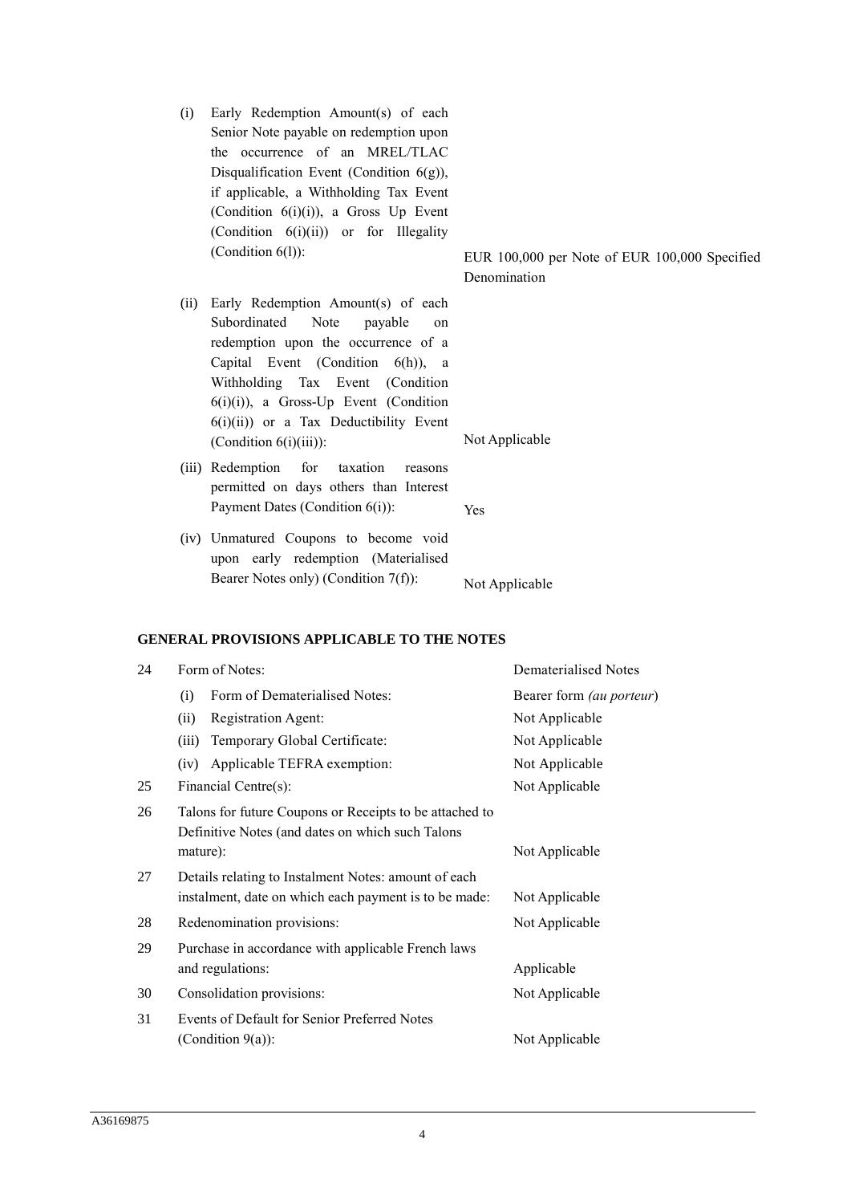| | |
|---|---|
| (i) Early Redemption Amount(s) of each Senior Note payable on redemption upon the occurrence of an MREL/TLAC Disqualification Event (Condition 6(g)), if applicable, a Withholding Tax Event (Condition 6(i)(i)), a Gross Up Event (Condition 6(i)(ii)) or for Illegality (Condition 6(l)): | EUR 100,000 per Note of EUR 100,000 Specified Denomination |
| (ii) Early Redemption Amount(s) of each Subordinated Note payable on redemption upon the occurrence of a Capital Event (Condition 6(h)), a Withholding Tax Event (Condition 6(i)(i)), a Gross-Up Event (Condition 6(i)(ii)) or a Tax Deductibility Event (Condition 6(i)(iii)): | Not Applicable |
| (iii) Redemption for taxation reasons permitted on days others than Interest Payment Dates (Condition 6(i)): | Yes |
| (iv) Unmatured Coupons to become void upon early redemption (Materialised Bearer Notes only) (Condition 7(f)): | Not Applicable |

## GENERAL PROVISIONS APPLICABLE TO THE NOTES

| | | |
|---|---|---|
| 24 | Form of Notes: | Dematerialised Notes |
| | (i) Form of Dematerialised Notes: | Bearer form *(au porteur)* |
| | (ii) Registration Agent: | Not Applicable |
| | (iii) Temporary Global Certificate: | Not Applicable |
| | (iv) Applicable TEFRA exemption: | Not Applicable |
| 25 | Financial Centre(s): | Not Applicable |
| 26 | Talons for future Coupons or Receipts to be attached to Definitive Notes (and dates on which such Talons mature): | Not Applicable |
| 27 | Details relating to Instalment Notes: amount of each instalment, date on which each payment is to be made: | Not Applicable |
| 28 | Redenomination provisions: | Not Applicable |
| 29 | Purchase in accordance with applicable French laws and regulations: | Applicable |
| 30 | Consolidation provisions: | Not Applicable |
| 31 | Events of Default for Senior Preferred Notes (Condition 9(a)): | Not Applicable |

A36169875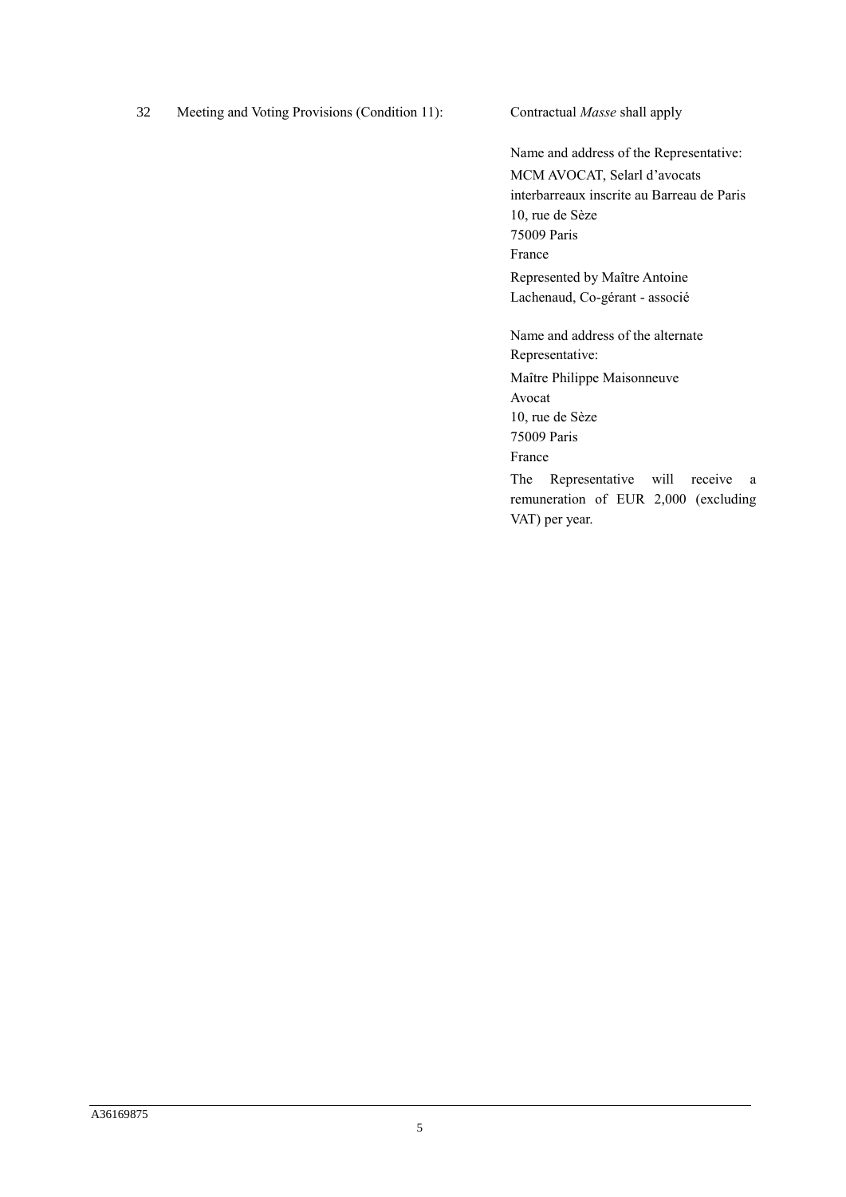| | | |
|---|---|---|
| 32 | Meeting and Voting Provisions (Condition 11): | Contractual *Masse* shall apply<br><br>Name and address of the Representative:<br>MCM AVOCAT, Selarl d'avocats interbarreaux inscrite au Barreau de Paris<br>10, rue de Sèze<br>75009 Paris<br>France<br>Represented by Maître Antoine Lachenaud, Co-gérant - associé<br><br>Name and address of the alternate Representative:<br>Maître Philippe Maisonneuve<br>Avocat<br>10, rue de Sèze<br>75009 Paris<br>France<br>The Representative will receive a remuneration of EUR 2,000 (excluding VAT) per year. |

A36169875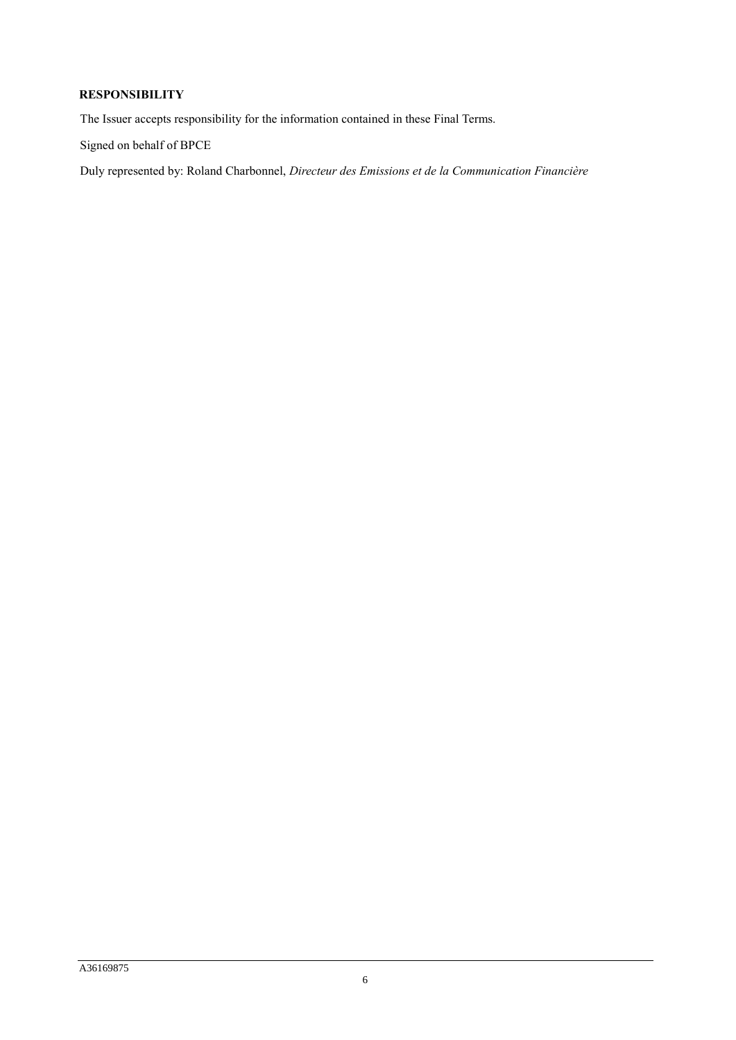**RESPONSIBILITY**

The Issuer accepts responsibility for the information contained in these Final Terms.

Signed on behalf of BPCE

Duly represented by: Roland Charbonnel, *Directeur des Emissions et de la Communication Financière*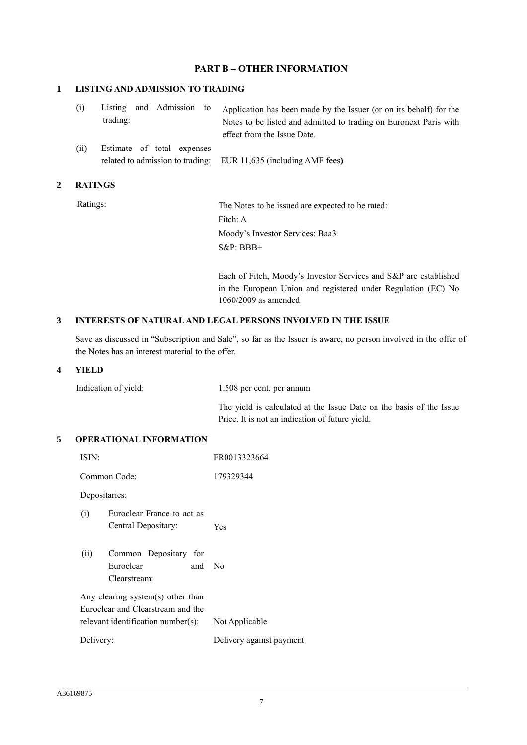# PART B – OTHER INFORMATION

## 1 LISTING AND ADMISSION TO TRADING

| | | |
|---|---|---|
| (i) | Listing and Admission to trading: | Application has been made by the Issuer (or on its behalf) for the Notes to be listed and admitted to trading on Euronext Paris with effect from the Issue Date. |
| (ii) | Estimate of total expenses related to admission to trading: | EUR 11,635 (including AMF fees**)** |

## 2 RATINGS

| | |
|---|---|
| Ratings: | The Notes to be issued are expected to be rated:<br>Fitch: A<br>Moody's Investor Services: Baa3<br>S&P: BBB+<br><br>Each of Fitch, Moody's Investor Services and S&P are established in the European Union and registered under Regulation (EC) No 1060/2009 as amended. |

## 3 INTERESTS OF NATURAL AND LEGAL PERSONS INVOLVED IN THE ISSUE

Save as discussed in "Subscription and Sale", so far as the Issuer is aware, no person involved in the offer of the Notes has an interest material to the offer.

## 4 YIELD

| | |
|---|---|
| Indication of yield: | 1.508 per cent. per annum<br><br>The yield is calculated at the Issue Date on the basis of the Issue Price. It is not an indication of future yield. |

## 5 OPERATIONAL INFORMATION

| | |
|---|---|
| ISIN: | FR0013323664 |
| Common Code: | 179329344 |
| Depositaries: | |
| (i) Euroclear France to act as Central Depositary: | Yes |
| (ii) Common Depositary for Euroclear and Clearstream: | No |
| Any clearing system(s) other than Euroclear and Clearstream and the relevant identification number(s): | Not Applicable |
| Delivery: | Delivery against payment |

A36169875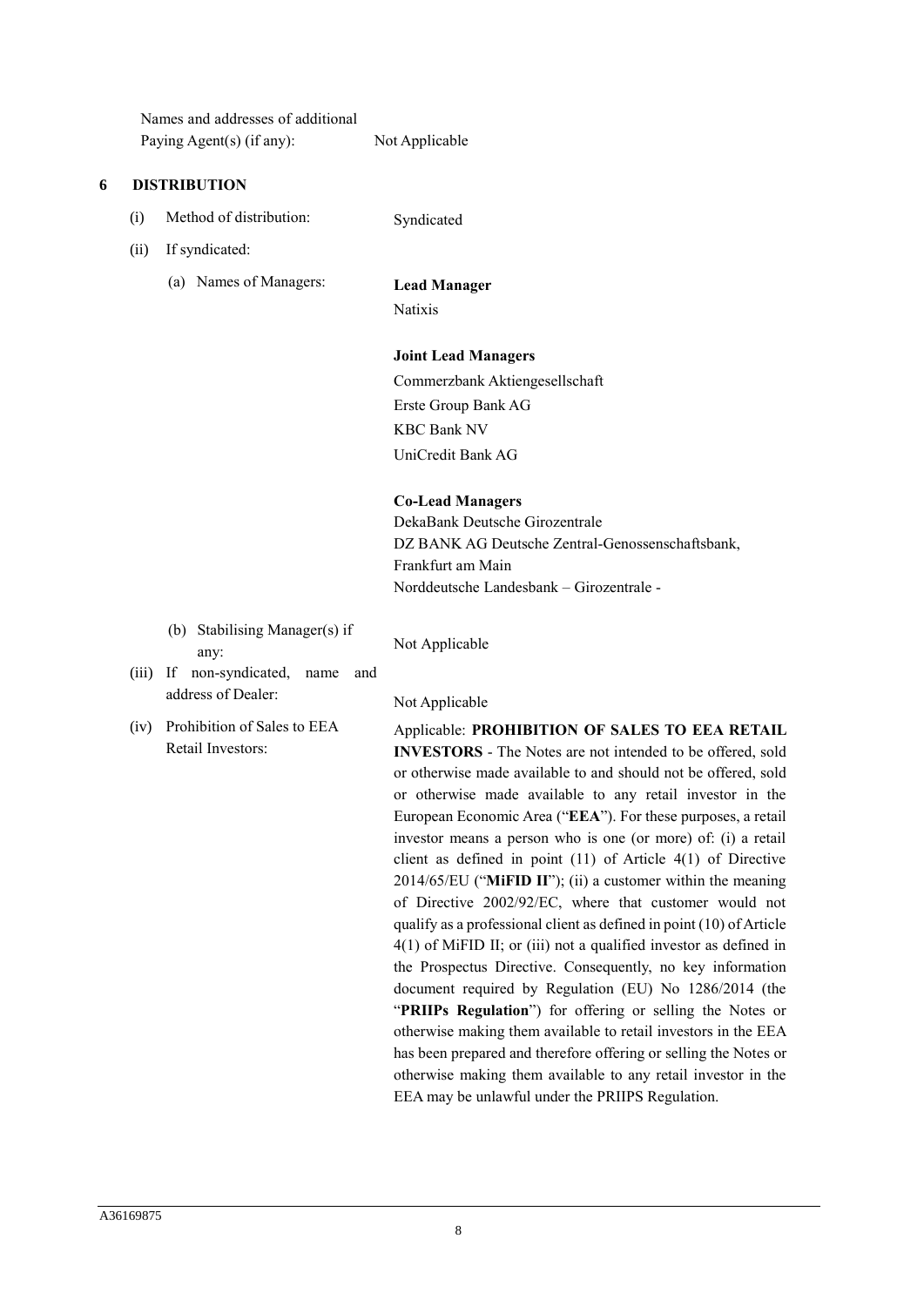Names and addresses of additional Paying Agent(s) (if any): Not Applicable

## 6 DISTRIBUTION

(i) Method of distribution: Syndicated

(ii) If syndicated:

(a) Names of Managers:

**Lead Manager**

Natixis

**Joint Lead Managers**

Commerzbank Aktiengesellschaft

Erste Group Bank AG

KBC Bank NV

UniCredit Bank AG

**Co-Lead Managers**

DekaBank Deutsche Girozentrale

DZ BANK AG Deutsche Zentral-Genossenschaftsbank, Frankfurt am Main

Norddeutsche Landesbank – Girozentrale -

(b) Stabilising Manager(s) if any: Not Applicable

(iii) If non-syndicated, name and address of Dealer: Not Applicable

(iv) Prohibition of Sales to EEA Retail Investors: Applicable: **PROHIBITION OF SALES TO EEA RETAIL INVESTORS** - The Notes are not intended to be offered, sold or otherwise made available to and should not be offered, sold or otherwise made available to any retail investor in the European Economic Area ("**EEA**"). For these purposes, a retail investor means a person who is one (or more) of: (i) a retail client as defined in point (11) of Article 4(1) of Directive 2014/65/EU ("**MiFID II**"); (ii) a customer within the meaning of Directive 2002/92/EC, where that customer would not qualify as a professional client as defined in point (10) of Article 4(1) of MiFID II; or (iii) not a qualified investor as defined in the Prospectus Directive. Consequently, no key information document required by Regulation (EU) No 1286/2014 (the "**PRIIPs Regulation**") for offering or selling the Notes or otherwise making them available to retail investors in the EEA has been prepared and therefore offering or selling the Notes or otherwise making them available to any retail investor in the EEA may be unlawful under the PRIIPS Regulation.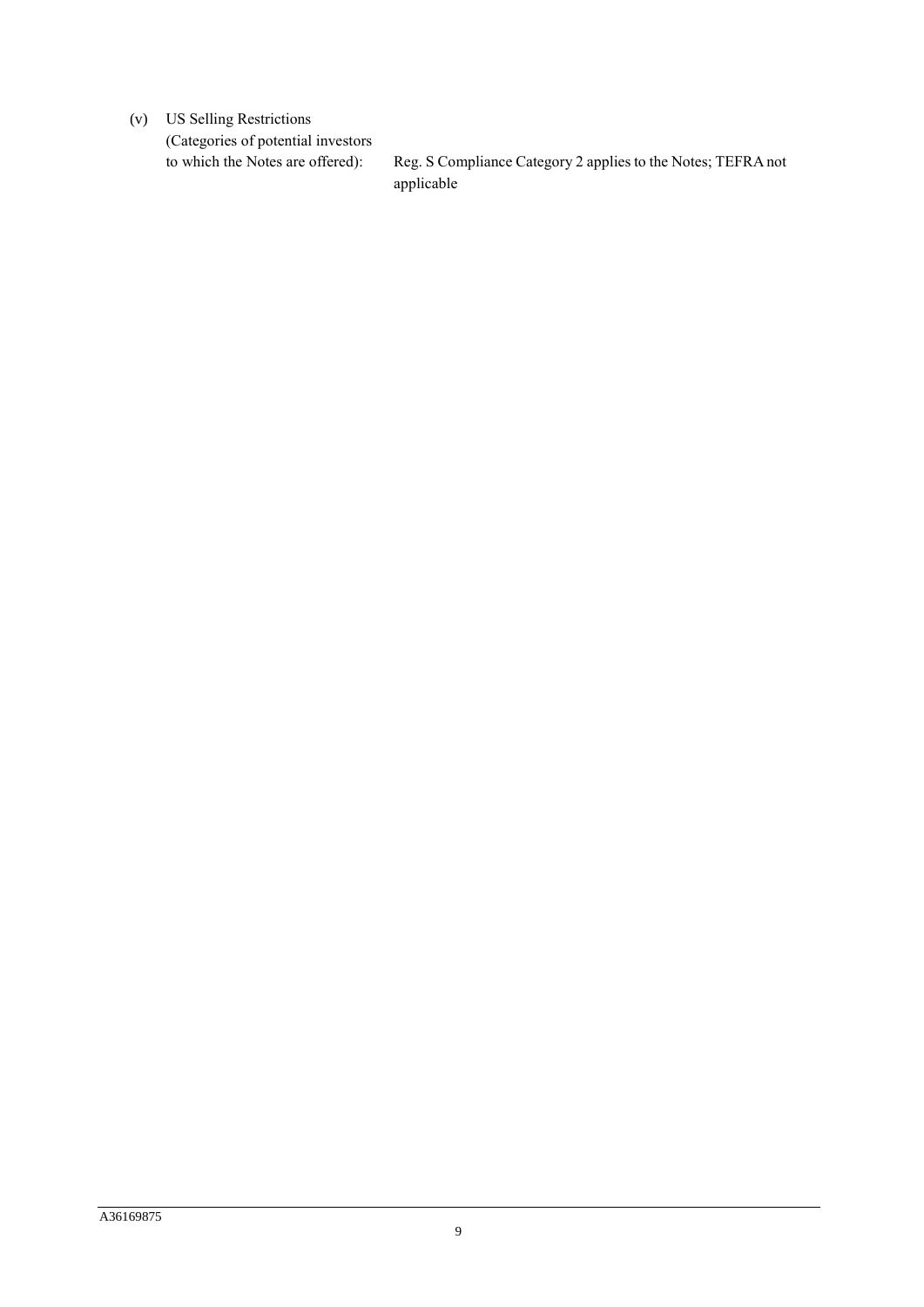(v) US Selling Restrictions (Categories of potential investors to which the Notes are offered): Reg. S Compliance Category 2 applies to the Notes; TEFRA not applicable

A36169875